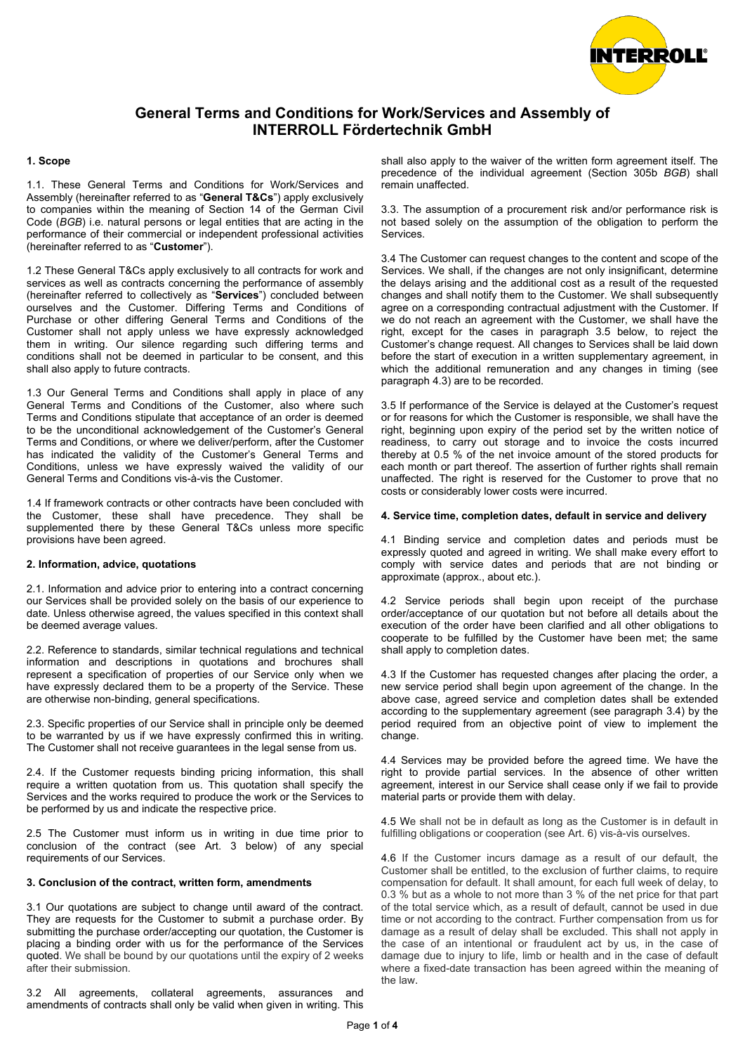# General Terms and Conditions for Work/Services and Assembly of INTERROLL Fördertechnik GmbH

## 1. Scope

1.1. These General Terms and Conditions for Work/Services and Assembly (hereinafter referred to as "**General T&Cs**") apply exclusively to companies within the meaning of Section 14 of the German Civil Code (*BGB*) i.e. natural persons or legal entities that are acting in the performance of their commercial or independent professional activities (hereinafter referred to as "**Customer**").

1.2 These General T&Cs apply exclusively to all contracts for work and services as well as contracts concerning the performance of assembly (hereinafter referred to collectively as "**Services**") concluded between ourselves and the Customer. Differing Terms and Conditions of Purchase or other differing General Terms and Conditions of the Customer shall not apply unless we have expressly acknowledged them in writing. Our silence regarding such differing terms and conditions shall not be deemed in particular to be consent, and this shall also apply to future contracts.

1.3 Our General Terms and Conditions shall apply in place of any General Terms and Conditions of the Customer, also where such Terms and Conditions stipulate that acceptance of an order is deemed to be the unconditional acknowledgement of the Customer's General Terms and Conditions, or where we deliver/perform, after the Customer has indicated the validity of the Customer's General Terms and Conditions, unless we have expressly waived the validity of our General Terms and Conditions vis-à-vis the Customer.

1.4 If framework contracts or other contracts have been concluded with the Customer, these shall have precedence. They shall be supplemented there by these General T&Cs unless more specific provisions have been agreed.

## 2. Information, advice, quotations

2.1. Information and advice prior to entering into a contract concerning our Services shall be provided solely on the basis of our experience to date. Unless otherwise agreed, the values specified in this context shall be deemed average values.

2.2. Reference to standards, similar technical regulations and technical information and descriptions in quotations and brochures shall represent a specification of properties of our Service only when we have expressly declared them to be a property of the Service. These are otherwise non-binding, general specifications.

2.3. Specific properties of our Service shall in principle only be deemed to be warranted by us if we have expressly confirmed this in writing. The Customer shall not receive guarantees in the legal sense from us.

2.4. If the Customer requests binding pricing information, this shall require a written quotation from us. This quotation shall specify the Services and the works required to produce the work or the Services to be performed by us and indicate the respective price.

2.5 The Customer must inform us in writing in due time prior to conclusion of the contract (see Art. 3 below) of any special requirements of our Services.

## 3. Conclusion of the contract, written form, amendments

3.1 Our quotations are subject to change until award of the contract. They are requests for the Customer to submit a purchase order. By submitting the purchase order/accepting our quotation, the Customer is placing a binding order with us for the performance of the Services quoted. We shall be bound by our quotations until the expiry of 2 weeks after their submission.

3.2 All agreements, collateral agreements, assurances and amendments of contracts shall only be valid when given in writing. This shall also apply to the waiver of the written form agreement itself. The precedence of the individual agreement (Section 305b *BGB*) shall remain unaffected.

3.3. The assumption of a procurement risk and/or performance risk is not based solely on the assumption of the obligation to perform the Services.

3.4 The Customer can request changes to the content and scope of the Services. We shall, if the changes are not only insignificant, determine the delays arising and the additional cost as a result of the requested changes and shall notify them to the Customer. We shall subsequently agree on a corresponding contractual adjustment with the Customer. If we do not reach an agreement with the Customer, we shall have the right, except for the cases in paragraph 3.5 below, to reject the Customer's change request. All changes to Services shall be laid down before the start of execution in a written supplementary agreement, in which the additional remuneration and any changes in timing (see paragraph 4.3) are to be recorded.

3.5 If performance of the Service is delayed at the Customer's request or for reasons for which the Customer is responsible, we shall have the right, beginning upon expiry of the period set by the written notice of readiness, to carry out storage and to invoice the costs incurred thereby at 0.5 % of the net invoice amount of the stored products for each month or part thereof. The assertion of further rights shall remain unaffected. The right is reserved for the Customer to prove that no costs or considerably lower costs were incurred.

## 4. Service time, completion dates, default in service and delivery

4.1 Binding service and completion dates and periods must be expressly quoted and agreed in writing. We shall make every effort to comply with service dates and periods that are not binding or approximate (approx., about etc.).

4.2 Service periods shall begin upon receipt of the purchase order/acceptance of our quotation but not before all details about the execution of the order have been clarified and all other obligations to cooperate to be fulfilled by the Customer have been met; the same shall apply to completion dates.

4.3 If the Customer has requested changes after placing the order, a new service period shall begin upon agreement of the change. In the above case, agreed service and completion dates shall be extended according to the supplementary agreement (see paragraph 3.4) by the period required from an objective point of view to implement the change.

4.4 Services may be provided before the agreed time. We have the right to provide partial services. In the absence of other written agreement, interest in our Service shall cease only if we fail to provide material parts or provide them with delay.

4.5 We shall not be in default as long as the Customer is in default in fulfilling obligations or cooperation (see Art. 6) vis-à-vis ourselves.

4.6 If the Customer incurs damage as a result of our default, the Customer shall be entitled, to the exclusion of further claims, to require compensation for default. It shall amount, for each full week of delay, to 0.3 % but as a whole to not more than 3 % of the net price for that part of the total service which, as a result of default, cannot be used in due time or not according to the contract. Further compensation from us for damage as a result of delay shall be excluded. This shall not apply in the case of an intentional or fraudulent act by us, in the case of damage due to injury to life, limb or health and in the case of default where a fixed-date transaction has been agreed within the meaning of the law.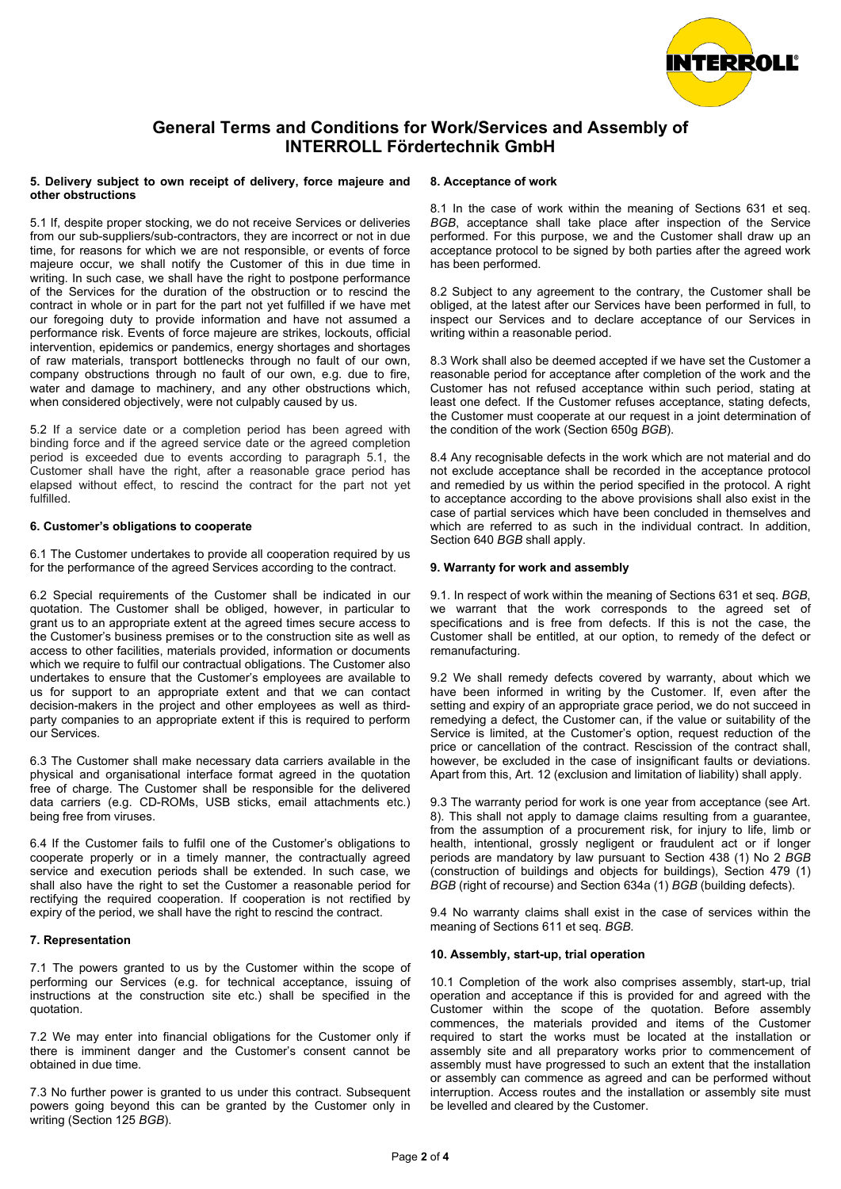# General Terms and Conditions for Work/Services and Assembly of INTERROLL Fördertechnik GmbH

### 5. Delivery subject to own receipt of delivery, force majeure and other obstructions

5.1 If, despite proper stocking, we do not receive Services or deliveries from our sub-suppliers/sub-contractors, they are incorrect or not in due time, for reasons for which we are not responsible, or events of force majeure occur, we shall notify the Customer of this in due time in writing. In such case, we shall have the right to postpone performance of the Services for the duration of the obstruction or to rescind the contract in whole or in part for the part not yet fulfilled if we have met our foregoing duty to provide information and have not assumed a performance risk. Events of force majeure are strikes, lockouts, official intervention, epidemics or pandemics, energy shortages and shortages of raw materials, transport bottlenecks through no fault of our own, company obstructions through no fault of our own, e.g. due to fire, water and damage to machinery, and any other obstructions which, when considered objectively, were not culpably caused by us.

5.2 If a service date or a completion period has been agreed with binding force and if the agreed service date or the agreed completion period is exceeded due to events according to paragraph 5.1, the Customer shall have the right, after a reasonable grace period has elapsed without effect, to rescind the contract for the part not yet fulfilled.

### 6. Customer's obligations to cooperate

6.1 The Customer undertakes to provide all cooperation required by us for the performance of the agreed Services according to the contract.

6.2 Special requirements of the Customer shall be indicated in our quotation. The Customer shall be obliged, however, in particular to grant us to an appropriate extent at the agreed times secure access to the Customer's business premises or to the construction site as well as access to other facilities, materials provided, information or documents which we require to fulfil our contractual obligations. The Customer also undertakes to ensure that the Customer's employees are available to us for support to an appropriate extent and that we can contact decision-makers in the project and other employees as well as third-party companies to an appropriate extent if this is required to perform our Services.

6.3 The Customer shall make necessary data carriers available in the physical and organisational interface format agreed in the quotation free of charge. The Customer shall be responsible for the delivered data carriers (e.g. CD-ROMs, USB sticks, email attachments etc.) being free from viruses.

6.4 If the Customer fails to fulfil one of the Customer's obligations to cooperate properly or in a timely manner, the contractually agreed service and execution periods shall be extended. In such case, we shall also have the right to set the Customer a reasonable period for rectifying the required cooperation. If cooperation is not rectified by expiry of the period, we shall have the right to rescind the contract.

### 7. Representation

7.1 The powers granted to us by the Customer within the scope of performing our Services (e.g. for technical acceptance, issuing of instructions at the construction site etc.) shall be specified in the quotation.

7.2 We may enter into financial obligations for the Customer only if there is imminent danger and the Customer's consent cannot be obtained in due time.

7.3 No further power is granted to us under this contract. Subsequent powers going beyond this can be granted by the Customer only in writing (Section 125 *BGB*).

### 8. Acceptance of work

8.1 In the case of work within the meaning of Sections 631 et seq. *BGB*, acceptance shall take place after inspection of the Service performed. For this purpose, we and the Customer shall draw up an acceptance protocol to be signed by both parties after the agreed work has been performed.

8.2 Subject to any agreement to the contrary, the Customer shall be obliged, at the latest after our Services have been performed in full, to inspect our Services and to declare acceptance of our Services in writing within a reasonable period.

8.3 Work shall also be deemed accepted if we have set the Customer a reasonable period for acceptance after completion of the work and the Customer has not refused acceptance within such period, stating at least one defect. If the Customer refuses acceptance, stating defects, the Customer must cooperate at our request in a joint determination of the condition of the work (Section 650g *BGB*).

8.4 Any recognisable defects in the work which are not material and do not exclude acceptance shall be recorded in the acceptance protocol and remedied by us within the period specified in the protocol. A right to acceptance according to the above provisions shall also exist in the case of partial services which have been concluded in themselves and which are referred to as such in the individual contract. In addition, Section 640 *BGB* shall apply.

### 9. Warranty for work and assembly

9.1. In respect of work within the meaning of Sections 631 et seq. *BGB*, we warrant that the work corresponds to the agreed set of specifications and is free from defects. If this is not the case, the Customer shall be entitled, at our option, to remedy of the defect or remanufacturing.

9.2 We shall remedy defects covered by warranty, about which we have been informed in writing by the Customer. If, even after the setting and expiry of an appropriate grace period, we do not succeed in remedying a defect, the Customer can, if the value or suitability of the Service is limited, at the Customer's option, request reduction of the price or cancellation of the contract. Rescission of the contract shall, however, be excluded in the case of insignificant faults or deviations. Apart from this, Art. 12 (exclusion and limitation of liability) shall apply.

9.3 The warranty period for work is one year from acceptance (see Art. 8). This shall not apply to damage claims resulting from a guarantee, from the assumption of a procurement risk, for injury to life, limb or health, intentional, grossly negligent or fraudulent act or if longer periods are mandatory by law pursuant to Section 438 (1) No 2 *BGB* (construction of buildings and objects for buildings), Section 479 (1) *BGB* (right of recourse) and Section 634a (1) *BGB* (building defects).

9.4 No warranty claims shall exist in the case of services within the meaning of Sections 611 et seq. *BGB*.

### 10. Assembly, start-up, trial operation

10.1 Completion of the work also comprises assembly, start-up, trial operation and acceptance if this is provided for and agreed with the Customer within the scope of the quotation. Before assembly commences, the materials provided and items of the Customer required to start the works must be located at the installation or assembly site and all preparatory works prior to commencement of assembly must have progressed to such an extent that the installation or assembly can commence as agreed and can be performed without interruption. Access routes and the installation or assembly site must be levelled and cleared by the Customer.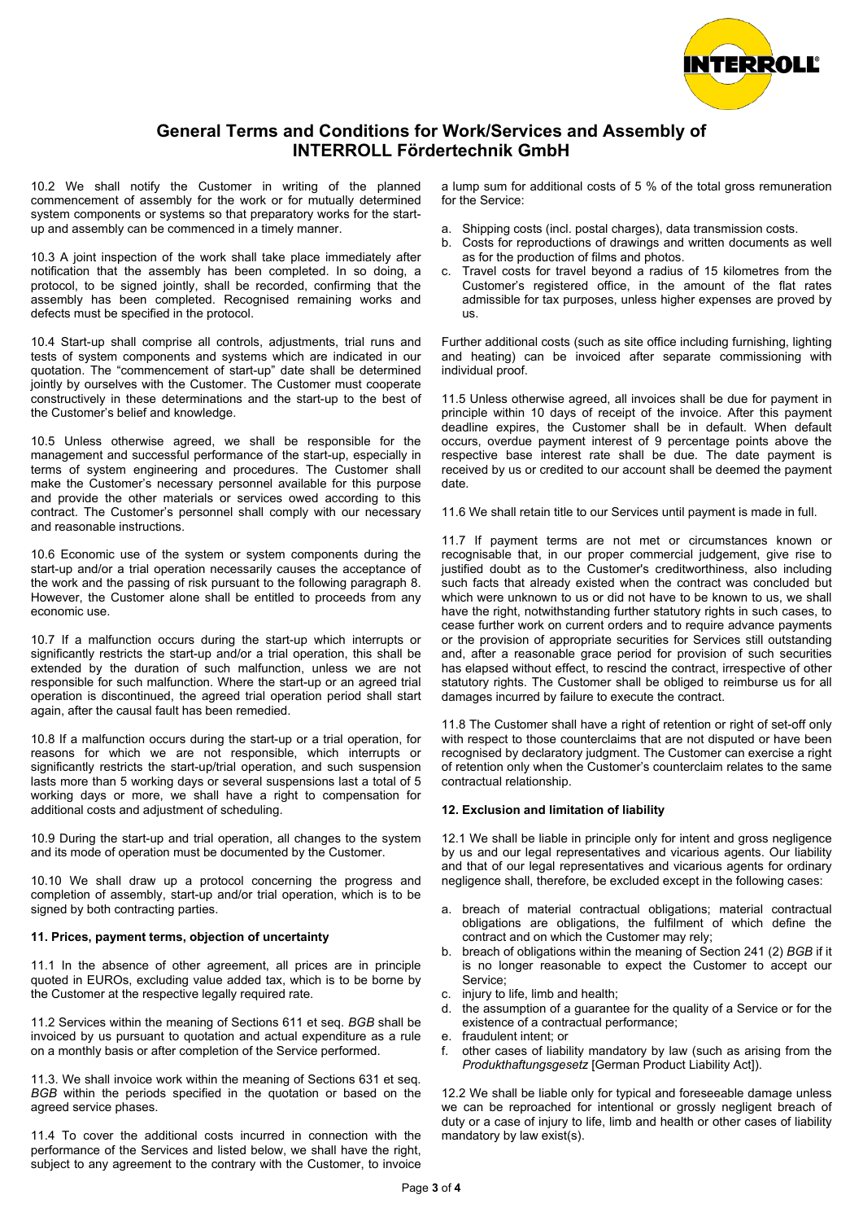# General Terms and Conditions for Work/Services and Assembly of INTERROLL Fördertechnik GmbH

10.2 We shall notify the Customer in writing of the planned commencement of assembly for the work or for mutually determined system components or systems so that preparatory works for the start-up and assembly can be commenced in a timely manner.

10.3 A joint inspection of the work shall take place immediately after notification that the assembly has been completed. In so doing, a protocol, to be signed jointly, shall be recorded, confirming that the assembly has been completed. Recognised remaining works and defects must be specified in the protocol.

10.4 Start-up shall comprise all controls, adjustments, trial runs and tests of system components and systems which are indicated in our quotation. The "commencement of start-up" date shall be determined jointly by ourselves with the Customer. The Customer must cooperate constructively in these determinations and the start-up to the best of the Customer's belief and knowledge.

10.5 Unless otherwise agreed, we shall be responsible for the management and successful performance of the start-up, especially in terms of system engineering and procedures. The Customer shall make the Customer's necessary personnel available for this purpose and provide the other materials or services owed according to this contract. The Customer's personnel shall comply with our necessary and reasonable instructions.

10.6 Economic use of the system or system components during the start-up and/or a trial operation necessarily causes the acceptance of the work and the passing of risk pursuant to the following paragraph 8. However, the Customer alone shall be entitled to proceeds from any economic use.

10.7 If a malfunction occurs during the start-up which interrupts or significantly restricts the start-up and/or a trial operation, this shall be extended by the duration of such malfunction, unless we are not responsible for such malfunction. Where the start-up or an agreed trial operation is discontinued, the agreed trial operation period shall start again, after the causal fault has been remedied.

10.8 If a malfunction occurs during the start-up or a trial operation, for reasons for which we are not responsible, which interrupts or significantly restricts the start-up/trial operation, and such suspension lasts more than 5 working days or several suspensions last a total of 5 working days or more, we shall have a right to compensation for additional costs and adjustment of scheduling.

10.9 During the start-up and trial operation, all changes to the system and its mode of operation must be documented by the Customer.

10.10 We shall draw up a protocol concerning the progress and completion of assembly, start-up and/or trial operation, which is to be signed by both contracting parties.

**11. Prices, payment terms, objection of uncertainty**

11.1 In the absence of other agreement, all prices are in principle quoted in EUROs, excluding value added tax, which is to be borne by the Customer at the respective legally required rate.

11.2 Services within the meaning of Sections 611 et seq. *BGB* shall be invoiced by us pursuant to quotation and actual expenditure as a rule on a monthly basis or after completion of the Service performed.

11.3. We shall invoice work within the meaning of Sections 631 et seq. *BGB* within the periods specified in the quotation or based on the agreed service phases.

11.4 To cover the additional costs incurred in connection with the performance of the Services and listed below, we shall have the right, subject to any agreement to the contrary with the Customer, to invoice a lump sum for additional costs of 5 % of the total gross remuneration for the Service:

a. Shipping costs (incl. postal charges), data transmission costs.
b. Costs for reproductions of drawings and written documents as well as for the production of films and photos.
c. Travel costs for travel beyond a radius of 15 kilometres from the Customer's registered office, in the amount of the flat rates admissible for tax purposes, unless higher expenses are proved by us.

Further additional costs (such as site office including furnishing, lighting and heating) can be invoiced after separate commissioning with individual proof.

11.5 Unless otherwise agreed, all invoices shall be due for payment in principle within 10 days of receipt of the invoice. After this payment deadline expires, the Customer shall be in default. When default occurs, overdue payment interest of 9 percentage points above the respective base interest rate shall be due. The date payment is received by us or credited to our account shall be deemed the payment date.

11.6 We shall retain title to our Services until payment is made in full.

11.7 If payment terms are not met or circumstances known or recognisable that, in our proper commercial judgement, give rise to justified doubt as to the Customer's creditworthiness, also including such facts that already existed when the contract was concluded but which were unknown to us or did not have to be known to us, we shall have the right, notwithstanding further statutory rights in such cases, to cease further work on current orders and to require advance payments or the provision of appropriate securities for Services still outstanding and, after a reasonable grace period for provision of such securities has elapsed without effect, to rescind the contract, irrespective of other statutory rights. The Customer shall be obliged to reimburse us for all damages incurred by failure to execute the contract.

11.8 The Customer shall have a right of retention or right of set-off only with respect to those counterclaims that are not disputed or have been recognised by declaratory judgment. The Customer can exercise a right of retention only when the Customer's counterclaim relates to the same contractual relationship.

**12. Exclusion and limitation of liability**

12.1 We shall be liable in principle only for intent and gross negligence by us and our legal representatives and vicarious agents. Our liability and that of our legal representatives and vicarious agents for ordinary negligence shall, therefore, be excluded except in the following cases:

a. breach of material contractual obligations; material contractual obligations are obligations, the fulfilment of which define the contract and on which the Customer may rely;
b. breach of obligations within the meaning of Section 241 (2) *BGB* if it is no longer reasonable to expect the Customer to accept our Service;
c. injury to life, limb and health;
d. the assumption of a guarantee for the quality of a Service or for the existence of a contractual performance;
e. fraudulent intent; or
f. other cases of liability mandatory by law (such as arising from the *Produkthaftungsgesetz* [German Product Liability Act]).

12.2 We shall be liable only for typical and foreseeable damage unless we can be reproached for intentional or grossly negligent breach of duty or a case of injury to life, limb and health or other cases of liability mandatory by law exist(s).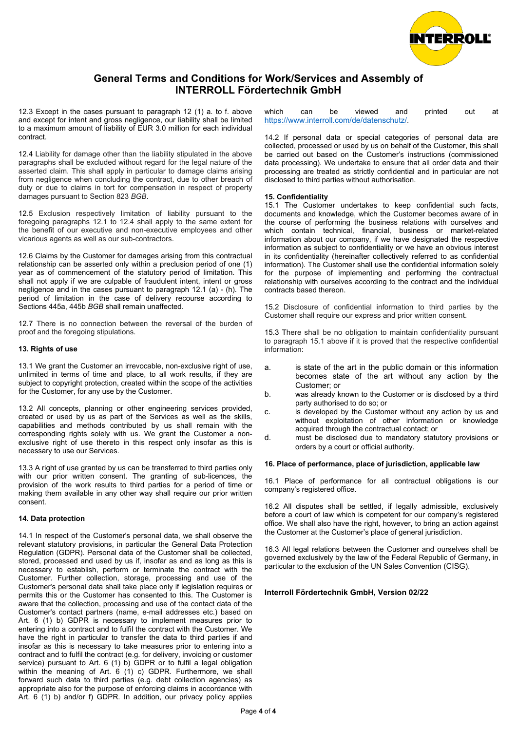# General Terms and Conditions for Work/Services and Assembly of INTERROLL Fördertechnik GmbH

12.3 Except in the cases pursuant to paragraph 12 (1) a. to f. above and except for intent and gross negligence, our liability shall be limited to a maximum amount of liability of EUR 3.0 million for each individual contract.

12.4 Liability for damage other than the liability stipulated in the above paragraphs shall be excluded without regard for the legal nature of the asserted claim. This shall apply in particular to damage claims arising from negligence when concluding the contract, due to other breach of duty or due to claims in tort for compensation in respect of property damages pursuant to Section 823 *BGB*.

12.5 Exclusion respectively limitation of liability pursuant to the foregoing paragraphs 12.1 to 12.4 shall apply to the same extent for the benefit of our executive and non-executive employees and other vicarious agents as well as our sub-contractors.

12.6 Claims by the Customer for damages arising from this contractual relationship can be asserted only within a preclusion period of one (1) year as of commencement of the statutory period of limitation. This shall not apply if we are culpable of fraudulent intent, intent or gross negligence and in the cases pursuant to paragraph 12.1 (a) - (h). The period of limitation in the case of delivery recourse according to Sections 445a, 445b *BGB* shall remain unaffected.

12.7 There is no connection between the reversal of the burden of proof and the foregoing stipulations.

**13. Rights of use**

13.1 We grant the Customer an irrevocable, non-exclusive right of use, unlimited in terms of time and place, to all work results, if they are subject to copyright protection, created within the scope of the activities for the Customer, for any use by the Customer.

13.2 All concepts, planning or other engineering services provided, created or used by us as part of the Services as well as the skills, capabilities and methods contributed by us shall remain with the corresponding rights solely with us. We grant the Customer a non-exclusive right of use thereto in this respect only insofar as this is necessary to use our Services.

13.3 A right of use granted by us can be transferred to third parties only with our prior written consent. The granting of sub-licences, the provision of the work results to third parties for a period of time or making them available in any other way shall require our prior written consent.

**14. Data protection**

14.1 In respect of the Customer's personal data, we shall observe the relevant statutory provisions, in particular the General Data Protection Regulation (GDPR). Personal data of the Customer shall be collected, stored, processed and used by us if, insofar as and as long as this is necessary to establish, perform or terminate the contract with the Customer. Further collection, storage, processing and use of the Customer's personal data shall take place only if legislation requires or permits this or the Customer has consented to this. The Customer is aware that the collection, processing and use of the contact data of the Customer's contact partners (name, e-mail addresses etc.) based on Art. 6 (1) b) GDPR is necessary to implement measures prior to entering into a contract and to fulfil the contract with the Customer. We have the right in particular to transfer the data to third parties if and insofar as this is necessary to take measures prior to entering into a contract and to fulfil the contract (e.g. for delivery, invoicing or customer service) pursuant to Art. 6 (1) b) GDPR or to fulfil a legal obligation within the meaning of Art. 6 (1) c) GDPR. Furthermore, we shall forward such data to third parties (e.g. debt collection agencies) as appropriate also for the purpose of enforcing claims in accordance with Art. 6 (1) b) and/or f) GDPR. In addition, our privacy policy applies which can be viewed and printed out at https://www.interroll.com/de/datenschutz/.

14.2 If personal data or special categories of personal data are collected, processed or used by us on behalf of the Customer, this shall be carried out based on the Customer's instructions (commissioned data processing). We undertake to ensure that all order data and their processing are treated as strictly confidential and in particular are not disclosed to third parties without authorisation.

**15. Confidentiality**

15.1 The Customer undertakes to keep confidential such facts, documents and knowledge, which the Customer becomes aware of in the course of performing the business relations with ourselves and which contain technical, financial, business or market-related information about our company, if we have designated the respective information as subject to confidentiality or we have an obvious interest in its confidentiality (hereinafter collectively referred to as confidential information). The Customer shall use the confidential information solely for the purpose of implementing and performing the contractual relationship with ourselves according to the contract and the individual contracts based thereon.

15.2 Disclosure of confidential information to third parties by the Customer shall require our express and prior written consent.

15.3 There shall be no obligation to maintain confidentiality pursuant to paragraph 15.1 above if it is proved that the respective confidential information:

a. is state of the art in the public domain or this information becomes state of the art without any action by the Customer; or
b. was already known to the Customer or is disclosed by a third party authorised to do so; or
c. is developed by the Customer without any action by us and without exploitation of other information or knowledge acquired through the contractual contact; or
d. must be disclosed due to mandatory statutory provisions or orders by a court or official authority.

**16. Place of performance, place of jurisdiction, applicable law**

16.1 Place of performance for all contractual obligations is our company's registered office.

16.2 All disputes shall be settled, if legally admissible, exclusively before a court of law which is competent for our company's registered office. We shall also have the right, however, to bring an action against the Customer at the Customer's place of general jurisdiction.

16.3 All legal relations between the Customer and ourselves shall be governed exclusively by the law of the Federal Republic of Germany, in particular to the exclusion of the UN Sales Convention (CISG).

**Interroll Fördertechnik GmbH, Version 02/22**